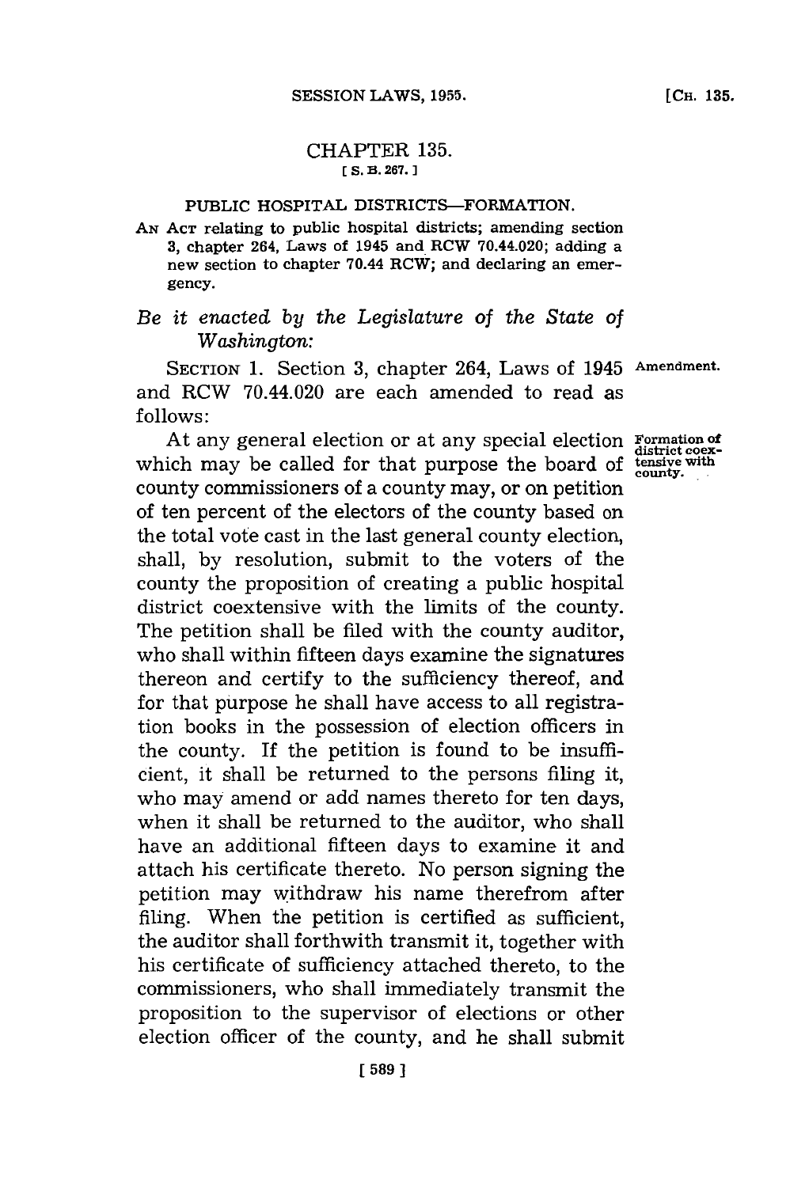# CHAPTER 135.

[ S. B. 267. ]

## PUBLIC HOSPITAL DISTRICTS—FORMATION.

AN ACT relating to public hospital districts; amending section 3, chapter 264, Laws of 1945 and RCW 70.44.020; adding a new section to chapter 70.44 RCW; and declaring an emergency.

*Be it enacted by the Legislature of the State of Washington:*

SECTION 1. Section 3, chapter 264, Laws of 1945 and RCW 70.44.020 are each amended to read as follows:

**Amendment.**

**Formation of district coextensive with county.**

At any general election or at any special election which may be called for that purpose the board of county commissioners of a county may, or on petition of ten percent of the electors of the county based on the total vote cast in the last general county election, shall, by resolution, submit to the voters of the county the proposition of creating a public hospital district coextensive with the limits of the county. The petition shall be filed with the county auditor, who shall within fifteen days examine the signatures thereon and certify to the sufficiency thereof, and for that purpose he shall have access to all registration books in the possession of election officers in the county. If the petition is found to be insufficient, it shall be returned to the persons filing it, who may amend or add names thereto for ten days, when it shall be returned to the auditor, who shall have an additional fifteen days to examine it and attach his certificate thereto. No person signing the petition may withdraw his name therefrom after filing. When the petition is certified as sufficient, the auditor shall forthwith transmit it, together with his certificate of sufficiency attached thereto, to the commissioners, who shall immediately transmit the proposition to the supervisor of elections or other election officer of the county, and he shall submit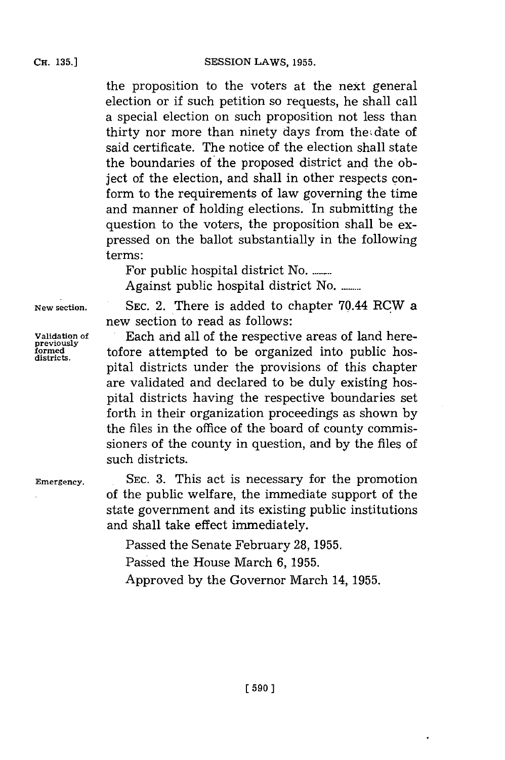the proposition to the voters at the next general election or if such petition so requests, he shall call a special election on such proposition not less than thirty nor more than ninety days from the date of said certificate. The notice of the election shall state the boundaries of the proposed district and the object of the election, and shall in other respects conform to the requirements of law governing the time and manner of holding elections. In submitting the question to the voters, the proposition shall be expressed on the ballot substantially in the following terms:

For public hospital district No. ........

Against public hospital district No. ........

New section.

SEC. 2. There is added to chapter 70.44 RCW a new section to read as follows:

Validation of previously formed districts.

Each and all of the respective areas of land heretofore attempted to be organized into public hospital districts under the provisions of this chapter are validated and declared to be duly existing hospital districts having the respective boundaries set forth in their organization proceedings as shown by the files in the office of the board of county commissioners of the county in question, and by the files of such districts.

Emergency.

SEC. 3. This act is necessary for the promotion of the public welfare, the immediate support of the state government and its existing public institutions and shall take effect immediately.

Passed the Senate February 28, 1955.

Passed the House March 6, 1955.

Approved by the Governor March 14, 1955.